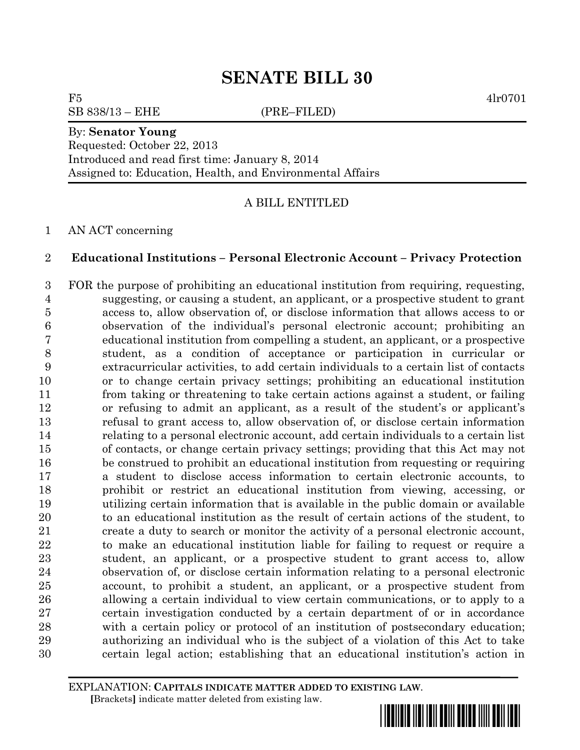# SENATE BILL 30

F5 4lr0701

SB 838/13 – EHE (PRE–FILED)

By: **Senator Young**
Requested: October 22, 2013
Introduced and read first time: January 8, 2014
Assigned to: Education, Health, and Environmental Affairs

A BILL ENTITLED

1 AN ACT concerning

2 **Educational Institutions – Personal Electronic Account – Privacy Protection**

3 FOR the purpose of prohibiting an educational institution from requiring, requesting,
4 suggesting, or causing a student, an applicant, or a prospective student to grant
5 access to, allow observation of, or disclose information that allows access to or
6 observation of the individual's personal electronic account; prohibiting an
7 educational institution from compelling a student, an applicant, or a prospective
8 student, as a condition of acceptance or participation in curricular or
9 extracurricular activities, to add certain individuals to a certain list of contacts
10 or to change certain privacy settings; prohibiting an educational institution
11 from taking or threatening to take certain actions against a student, or failing
12 or refusing to admit an applicant, as a result of the student's or applicant's
13 refusal to grant access to, allow observation of, or disclose certain information
14 relating to a personal electronic account, add certain individuals to a certain list
15 of contacts, or change certain privacy settings; providing that this Act may not
16 be construed to prohibit an educational institution from requesting or requiring
17 a student to disclose access information to certain electronic accounts, to
18 prohibit or restrict an educational institution from viewing, accessing, or
19 utilizing certain information that is available in the public domain or available
20 to an educational institution as the result of certain actions of the student, to
21 create a duty to search or monitor the activity of a personal electronic account,
22 to make an educational institution liable for failing to request or require a
23 student, an applicant, or a prospective student to grant access to, allow
24 observation of, or disclose certain information relating to a personal electronic
25 account, to prohibit a student, an applicant, or a prospective student from
26 allowing a certain individual to view certain communications, or to apply to a
27 certain investigation conducted by a certain department of or in accordance
28 with a certain policy or protocol of an institution of postsecondary education;
29 authorizing an individual who is the subject of a violation of this Act to take
30 certain legal action; establishing that an educational institution's action in

EXPLANATION: **CAPITALS INDICATE MATTER ADDED TO EXISTING LAW.**
**[**Brackets**]** indicate matter deleted from existing law.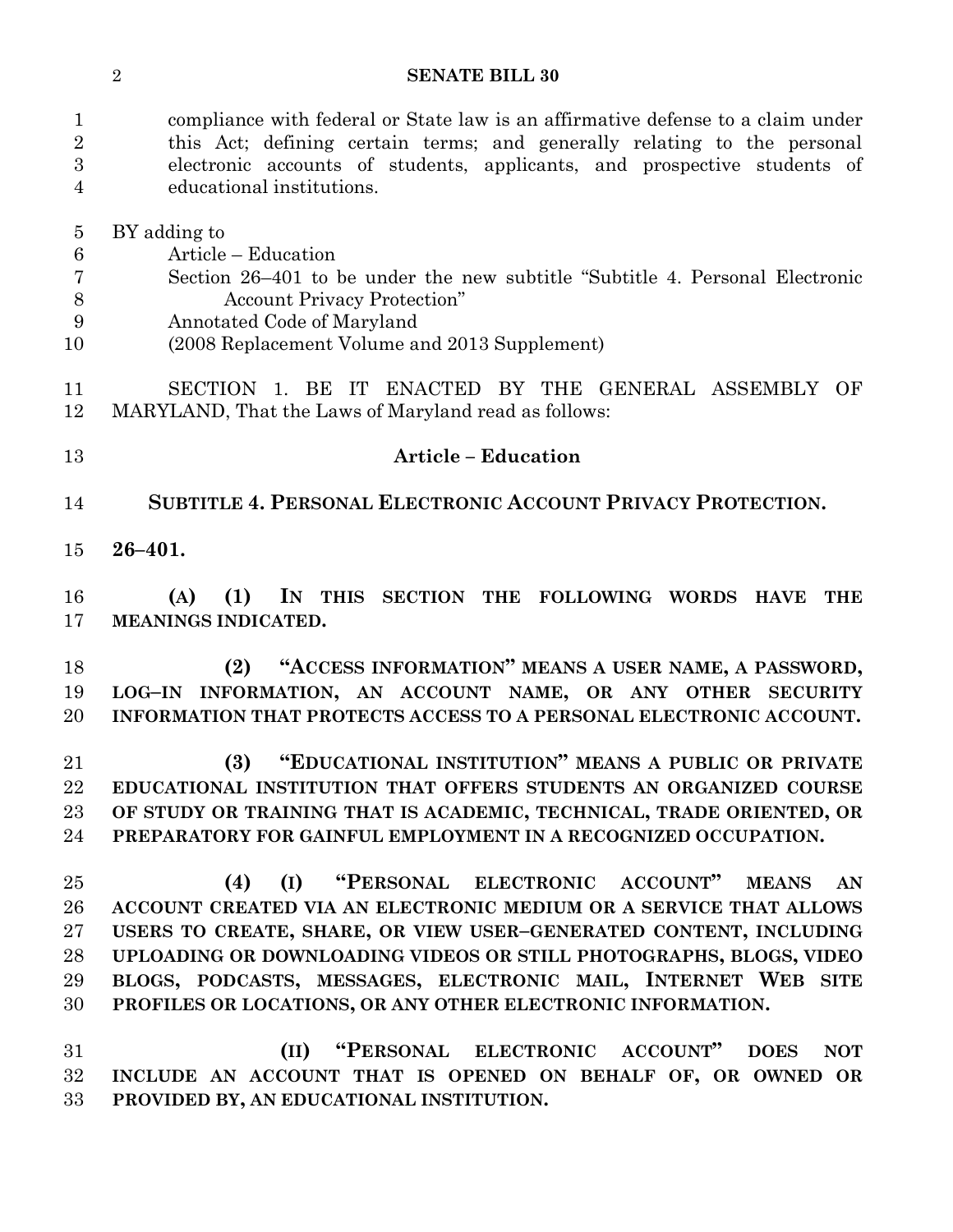compliance with federal or State law is an affirmative defense to a claim under this Act; defining certain terms; and generally relating to the personal electronic accounts of students, applicants, and prospective students of educational institutions.

BY adding to
Article – Education
Section 26–401 to be under the new subtitle "Subtitle 4. Personal Electronic Account Privacy Protection"
Annotated Code of Maryland
(2008 Replacement Volume and 2013 Supplement)

SECTION 1. BE IT ENACTED BY THE GENERAL ASSEMBLY OF MARYLAND, That the Laws of Maryland read as follows:

**Article – Education**

**SUBTITLE 4. PERSONAL ELECTRONIC ACCOUNT PRIVACY PROTECTION.**

**26–401.**

**(A) (1) IN THIS SECTION THE FOLLOWING WORDS HAVE THE MEANINGS INDICATED.**

**(2) "ACCESS INFORMATION" MEANS A USER NAME, A PASSWORD, LOG–IN INFORMATION, AN ACCOUNT NAME, OR ANY OTHER SECURITY INFORMATION THAT PROTECTS ACCESS TO A PERSONAL ELECTRONIC ACCOUNT.**

**(3) "EDUCATIONAL INSTITUTION" MEANS A PUBLIC OR PRIVATE EDUCATIONAL INSTITUTION THAT OFFERS STUDENTS AN ORGANIZED COURSE OF STUDY OR TRAINING THAT IS ACADEMIC, TECHNICAL, TRADE ORIENTED, OR PREPARATORY FOR GAINFUL EMPLOYMENT IN A RECOGNIZED OCCUPATION.**

**(4) (I) "PERSONAL ELECTRONIC ACCOUNT" MEANS AN ACCOUNT CREATED VIA AN ELECTRONIC MEDIUM OR A SERVICE THAT ALLOWS USERS TO CREATE, SHARE, OR VIEW USER–GENERATED CONTENT, INCLUDING UPLOADING OR DOWNLOADING VIDEOS OR STILL PHOTOGRAPHS, BLOGS, VIDEO BLOGS, PODCASTS, MESSAGES, ELECTRONIC MAIL, INTERNET WEB SITE PROFILES OR LOCATIONS, OR ANY OTHER ELECTRONIC INFORMATION.**

**(II) "PERSONAL ELECTRONIC ACCOUNT" DOES NOT INCLUDE AN ACCOUNT THAT IS OPENED ON BEHALF OF, OR OWNED OR PROVIDED BY, AN EDUCATIONAL INSTITUTION.**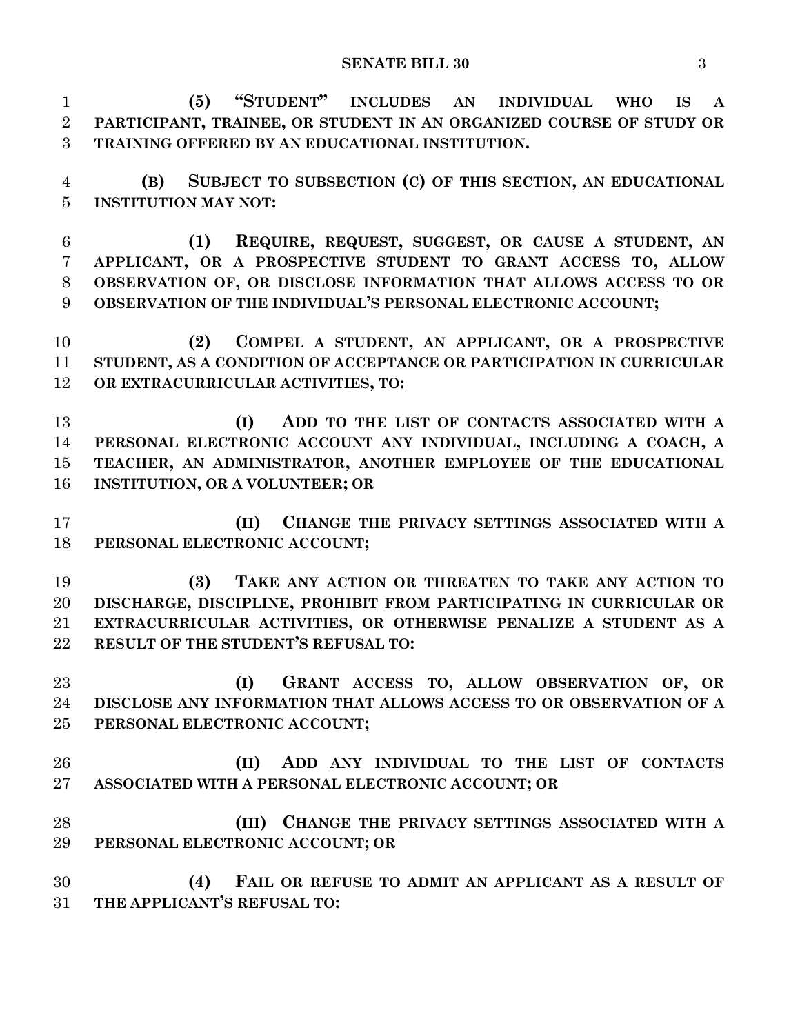**(5) "STUDENT" INCLUDES AN INDIVIDUAL WHO IS A PARTICIPANT, TRAINEE, OR STUDENT IN AN ORGANIZED COURSE OF STUDY OR TRAINING OFFERED BY AN EDUCATIONAL INSTITUTION.**

**(B) SUBJECT TO SUBSECTION (C) OF THIS SECTION, AN EDUCATIONAL INSTITUTION MAY NOT:**

**(1) REQUIRE, REQUEST, SUGGEST, OR CAUSE A STUDENT, AN APPLICANT, OR A PROSPECTIVE STUDENT TO GRANT ACCESS TO, ALLOW OBSERVATION OF, OR DISCLOSE INFORMATION THAT ALLOWS ACCESS TO OR OBSERVATION OF THE INDIVIDUAL'S PERSONAL ELECTRONIC ACCOUNT;**

**(2) COMPEL A STUDENT, AN APPLICANT, OR A PROSPECTIVE STUDENT, AS A CONDITION OF ACCEPTANCE OR PARTICIPATION IN CURRICULAR OR EXTRACURRICULAR ACTIVITIES, TO:**

**(I) ADD TO THE LIST OF CONTACTS ASSOCIATED WITH A PERSONAL ELECTRONIC ACCOUNT ANY INDIVIDUAL, INCLUDING A COACH, A TEACHER, AN ADMINISTRATOR, ANOTHER EMPLOYEE OF THE EDUCATIONAL INSTITUTION, OR A VOLUNTEER; OR**

**(II) CHANGE THE PRIVACY SETTINGS ASSOCIATED WITH A PERSONAL ELECTRONIC ACCOUNT;**

**(3) TAKE ANY ACTION OR THREATEN TO TAKE ANY ACTION TO DISCHARGE, DISCIPLINE, PROHIBIT FROM PARTICIPATING IN CURRICULAR OR EXTRACURRICULAR ACTIVITIES, OR OTHERWISE PENALIZE A STUDENT AS A RESULT OF THE STUDENT'S REFUSAL TO:**

**(I) GRANT ACCESS TO, ALLOW OBSERVATION OF, OR DISCLOSE ANY INFORMATION THAT ALLOWS ACCESS TO OR OBSERVATION OF A PERSONAL ELECTRONIC ACCOUNT;**

**(II) ADD ANY INDIVIDUAL TO THE LIST OF CONTACTS ASSOCIATED WITH A PERSONAL ELECTRONIC ACCOUNT; OR**

**(III) CHANGE THE PRIVACY SETTINGS ASSOCIATED WITH A PERSONAL ELECTRONIC ACCOUNT; OR**

**(4) FAIL OR REFUSE TO ADMIT AN APPLICANT AS A RESULT OF THE APPLICANT'S REFUSAL TO:**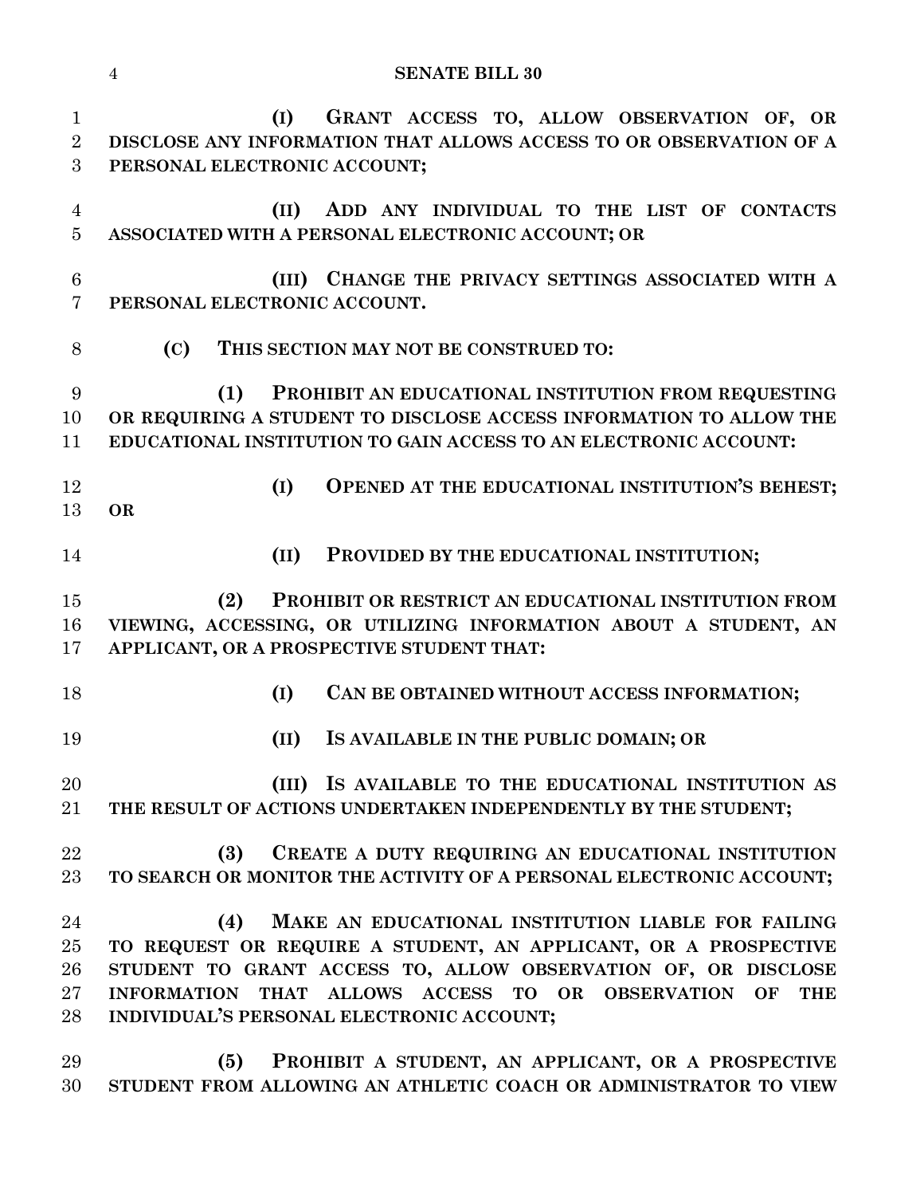**(I) GRANT ACCESS TO, ALLOW OBSERVATION OF, OR DISCLOSE ANY INFORMATION THAT ALLOWS ACCESS TO OR OBSERVATION OF A PERSONAL ELECTRONIC ACCOUNT;**

**(II) ADD ANY INDIVIDUAL TO THE LIST OF CONTACTS ASSOCIATED WITH A PERSONAL ELECTRONIC ACCOUNT; OR**

**(III) CHANGE THE PRIVACY SETTINGS ASSOCIATED WITH A PERSONAL ELECTRONIC ACCOUNT.**

**(C) THIS SECTION MAY NOT BE CONSTRUED TO:**

**(1) PROHIBIT AN EDUCATIONAL INSTITUTION FROM REQUESTING OR REQUIRING A STUDENT TO DISCLOSE ACCESS INFORMATION TO ALLOW THE EDUCATIONAL INSTITUTION TO GAIN ACCESS TO AN ELECTRONIC ACCOUNT:**

**(I) OPENED AT THE EDUCATIONAL INSTITUTION'S BEHEST; OR**

**(II) PROVIDED BY THE EDUCATIONAL INSTITUTION;**

**(2) PROHIBIT OR RESTRICT AN EDUCATIONAL INSTITUTION FROM VIEWING, ACCESSING, OR UTILIZING INFORMATION ABOUT A STUDENT, AN APPLICANT, OR A PROSPECTIVE STUDENT THAT:**

**(I) CAN BE OBTAINED WITHOUT ACCESS INFORMATION;**

**(II) IS AVAILABLE IN THE PUBLIC DOMAIN; OR**

**(III) IS AVAILABLE TO THE EDUCATIONAL INSTITUTION AS THE RESULT OF ACTIONS UNDERTAKEN INDEPENDENTLY BY THE STUDENT;**

**(3) CREATE A DUTY REQUIRING AN EDUCATIONAL INSTITUTION TO SEARCH OR MONITOR THE ACTIVITY OF A PERSONAL ELECTRONIC ACCOUNT;**

**(4) MAKE AN EDUCATIONAL INSTITUTION LIABLE FOR FAILING TO REQUEST OR REQUIRE A STUDENT, AN APPLICANT, OR A PROSPECTIVE STUDENT TO GRANT ACCESS TO, ALLOW OBSERVATION OF, OR DISCLOSE INFORMATION THAT ALLOWS ACCESS TO OR OBSERVATION OF THE INDIVIDUAL'S PERSONAL ELECTRONIC ACCOUNT;**

**(5) PROHIBIT A STUDENT, AN APPLICANT, OR A PROSPECTIVE STUDENT FROM ALLOWING AN ATHLETIC COACH OR ADMINISTRATOR TO VIEW**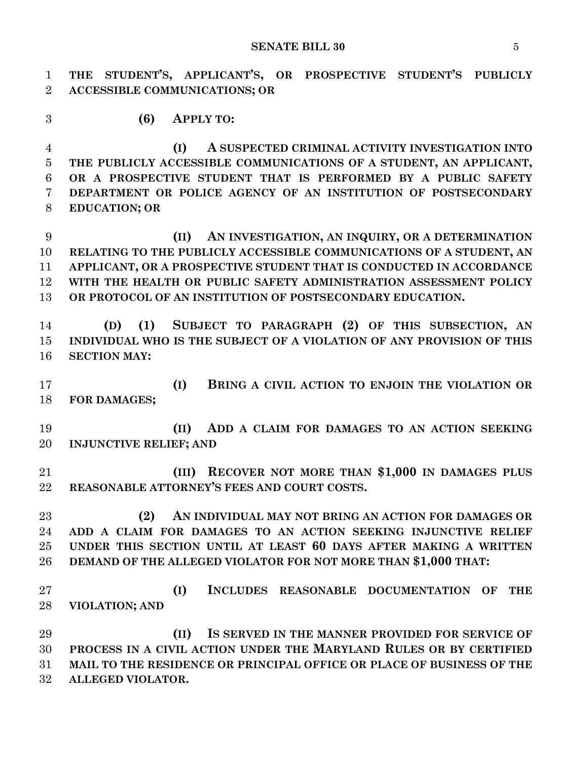**THE STUDENT'S, APPLICANT'S, OR PROSPECTIVE STUDENT'S PUBLICLY ACCESSIBLE COMMUNICATIONS; OR**

**(6) APPLY TO:**

**(I) A SUSPECTED CRIMINAL ACTIVITY INVESTIGATION INTO THE PUBLICLY ACCESSIBLE COMMUNICATIONS OF A STUDENT, AN APPLICANT, OR A PROSPECTIVE STUDENT THAT IS PERFORMED BY A PUBLIC SAFETY DEPARTMENT OR POLICE AGENCY OF AN INSTITUTION OF POSTSECONDARY EDUCATION; OR**

**(II) AN INVESTIGATION, AN INQUIRY, OR A DETERMINATION RELATING TO THE PUBLICLY ACCESSIBLE COMMUNICATIONS OF A STUDENT, AN APPLICANT, OR A PROSPECTIVE STUDENT THAT IS CONDUCTED IN ACCORDANCE WITH THE HEALTH OR PUBLIC SAFETY ADMINISTRATION ASSESSMENT POLICY OR PROTOCOL OF AN INSTITUTION OF POSTSECONDARY EDUCATION.**

**(D) (1) SUBJECT TO PARAGRAPH (2) OF THIS SUBSECTION, AN INDIVIDUAL WHO IS THE SUBJECT OF A VIOLATION OF ANY PROVISION OF THIS SECTION MAY:**

**(I) BRING A CIVIL ACTION TO ENJOIN THE VIOLATION OR FOR DAMAGES;**

**(II) ADD A CLAIM FOR DAMAGES TO AN ACTION SEEKING INJUNCTIVE RELIEF; AND**

**(III) RECOVER NOT MORE THAN $1,000 IN DAMAGES PLUS REASONABLE ATTORNEY'S FEES AND COURT COSTS.**

**(2) AN INDIVIDUAL MAY NOT BRING AN ACTION FOR DAMAGES OR ADD A CLAIM FOR DAMAGES TO AN ACTION SEEKING INJUNCTIVE RELIEF UNDER THIS SECTION UNTIL AT LEAST 60 DAYS AFTER MAKING A WRITTEN DEMAND OF THE ALLEGED VIOLATOR FOR NOT MORE THAN $1,000 THAT:**

**(I) INCLUDES REASONABLE DOCUMENTATION OF THE VIOLATION; AND**

**(II) IS SERVED IN THE MANNER PROVIDED FOR SERVICE OF PROCESS IN A CIVIL ACTION UNDER THE MARYLAND RULES OR BY CERTIFIED MAIL TO THE RESIDENCE OR PRINCIPAL OFFICE OR PLACE OF BUSINESS OF THE ALLEGED VIOLATOR.**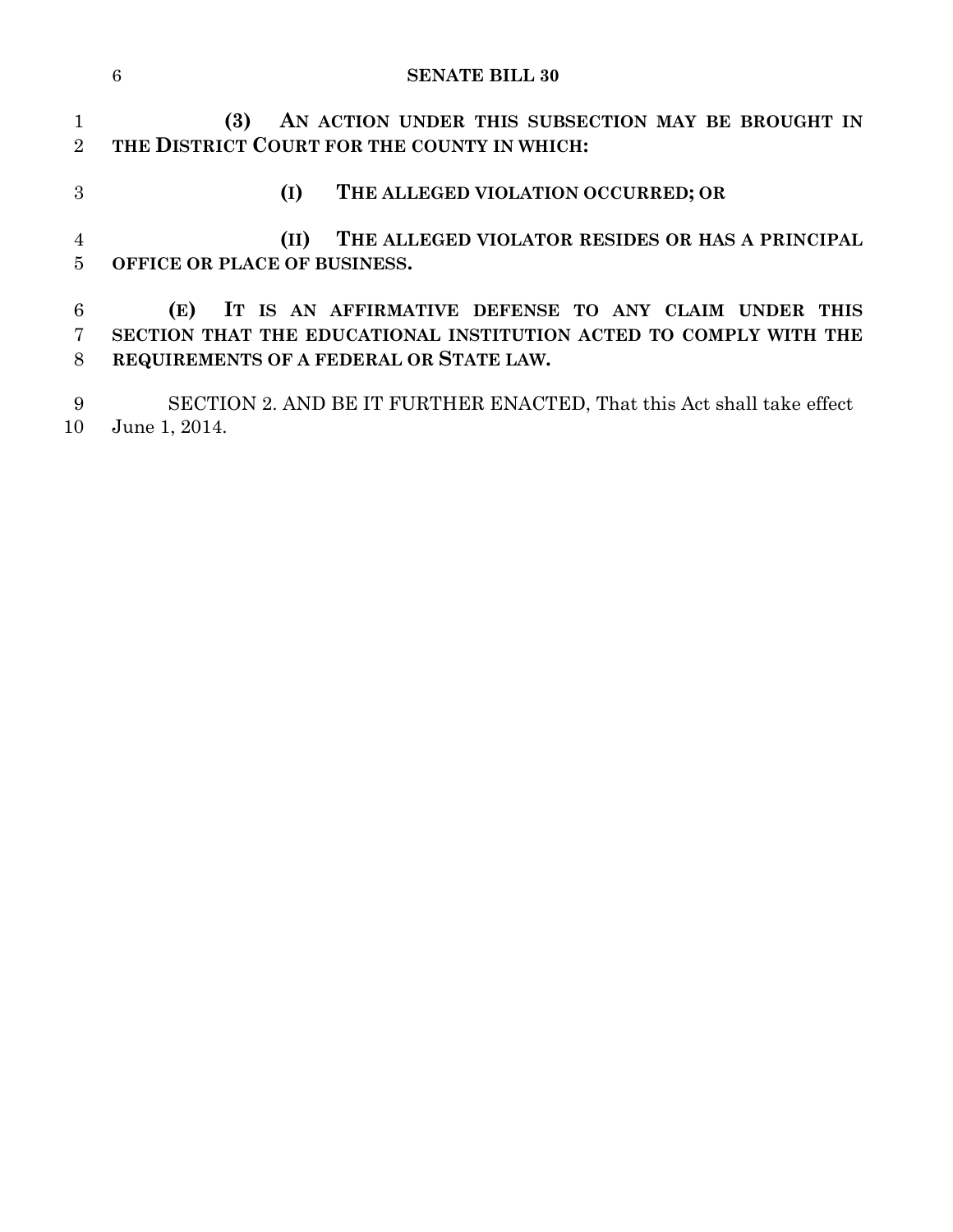**(3) AN ACTION UNDER THIS SUBSECTION MAY BE BROUGHT IN THE DISTRICT COURT FOR THE COUNTY IN WHICH:**

**(I) THE ALLEGED VIOLATION OCCURRED; OR**

**(II) THE ALLEGED VIOLATOR RESIDES OR HAS A PRINCIPAL OFFICE OR PLACE OF BUSINESS.**

**(E) IT IS AN AFFIRMATIVE DEFENSE TO ANY CLAIM UNDER THIS SECTION THAT THE EDUCATIONAL INSTITUTION ACTED TO COMPLY WITH THE REQUIREMENTS OF A FEDERAL OR STATE LAW.**

SECTION 2. AND BE IT FURTHER ENACTED, That this Act shall take effect June 1, 2014.